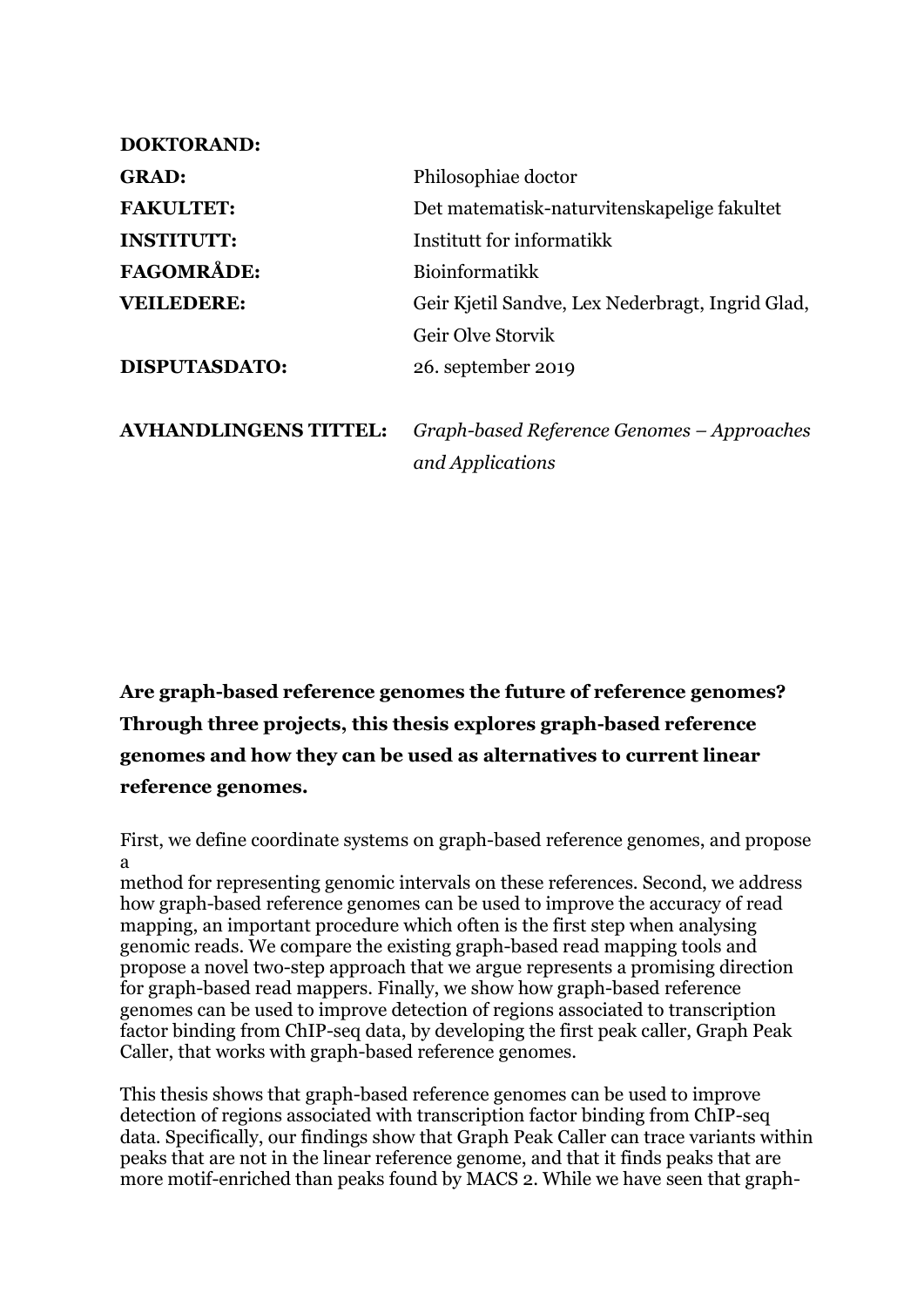| | |
|---|---|
| **DOKTORAND:** | |
| **GRAD:** | Philosophiae doctor |
| **FAKULTET:** | Det matematisk-naturvitenskapelige fakultet |
| **INSTITUTT:** | Institutt for informatikk |
| **FAGOMRÅDE:** | Bioinformatikk |
| **VEILEDERE:** | Geir Kjetil Sandve, Lex Nederbragt, Ingrid Glad, Geir Olve Storvik |
| **DISPUTASDATO:** | 26. september 2019 |
| **AVHANDLINGENS TITTEL:** | *Graph-based Reference Genomes – Approaches and Applications* |

**Are graph-based reference genomes the future of reference genomes? Through three projects, this thesis explores graph-based reference genomes and how they can be used as alternatives to current linear reference genomes.**

First, we define coordinate systems on graph-based reference genomes, and propose a method for representing genomic intervals on these references. Second, we address how graph-based reference genomes can be used to improve the accuracy of read mapping, an important procedure which often is the first step when analysing genomic reads. We compare the existing graph-based read mapping tools and propose a novel two-step approach that we argue represents a promising direction for graph-based read mappers. Finally, we show how graph-based reference genomes can be used to improve detection of regions associated to transcription factor binding from ChIP-seq data, by developing the first peak caller, Graph Peak Caller, that works with graph-based reference genomes.

This thesis shows that graph-based reference genomes can be used to improve detection of regions associated with transcription factor binding from ChIP-seq data. Specifically, our findings show that Graph Peak Caller can trace variants within peaks that are not in the linear reference genome, and that it finds peaks that are more motif-enriched than peaks found by MACS 2. While we have seen that graph-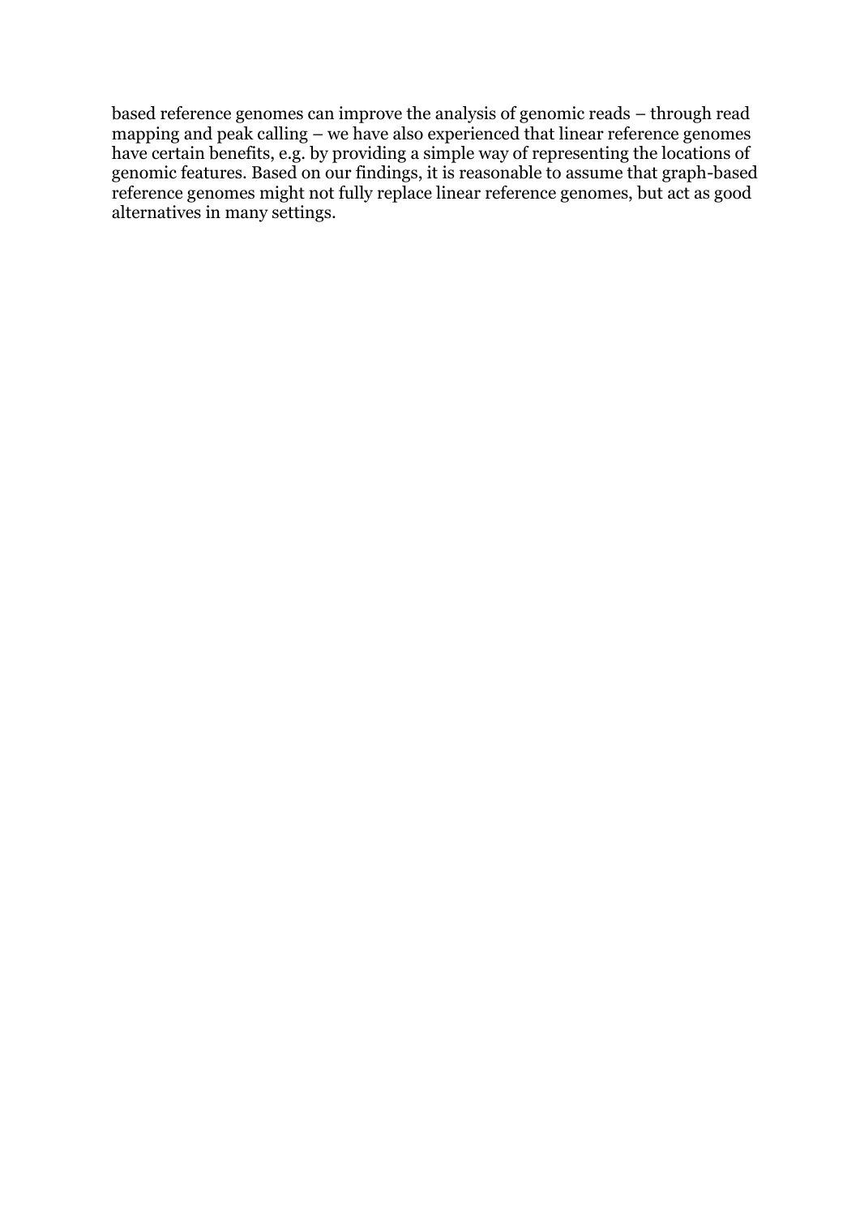based reference genomes can improve the analysis of genomic reads – through read mapping and peak calling – we have also experienced that linear reference genomes have certain benefits, e.g. by providing a simple way of representing the locations of genomic features. Based on our findings, it is reasonable to assume that graph-based reference genomes might not fully replace linear reference genomes, but act as good alternatives in many settings.